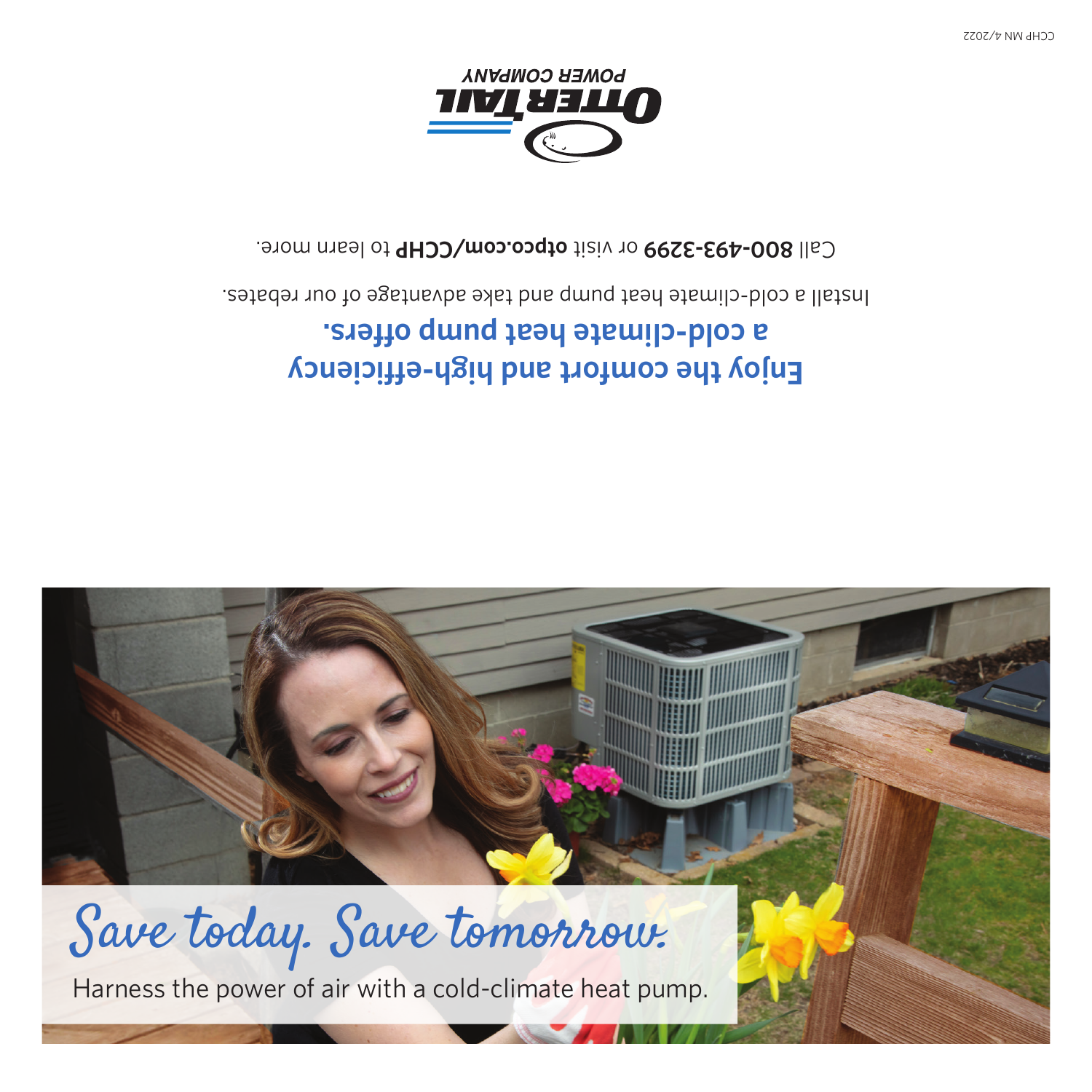# Save today. Save tomorrow.

Harness the power of air with a cold-climate heat pump.

## Enjoy the comfort and high-efficiency a cold-climate heat pump offers.

Install a cold-climate heat pump and take advantage of our rebates.

Call **800-493-3299** or visit **otpco.com/CCHP** to learn more.

OTTER TAIL POWER COMPANY

CCHP MN 4/2022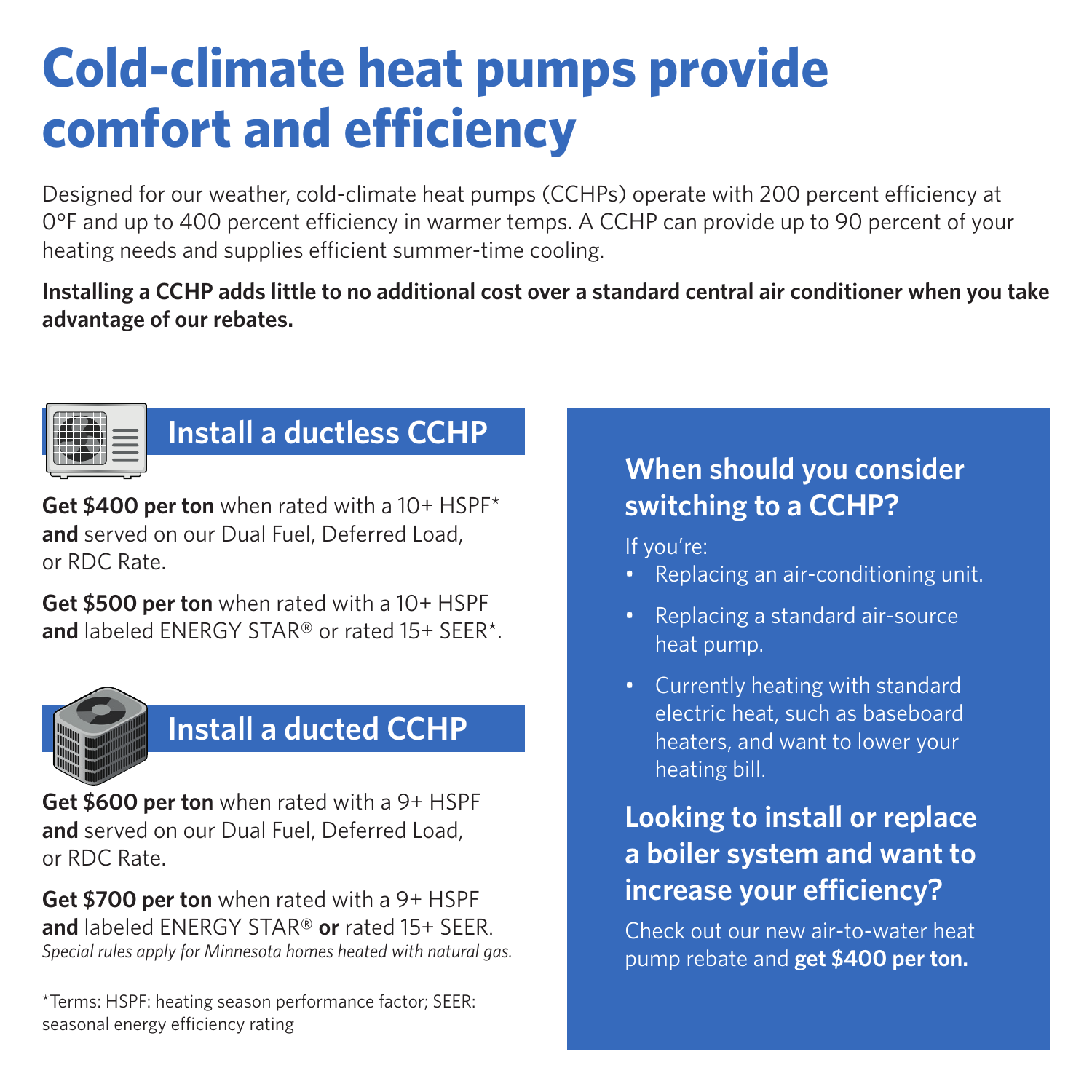# Cold-climate heat pumps provide comfort and efficiency

Designed for our weather, cold-climate heat pumps (CCHPs) operate with 200 percent efficiency at 0°F and up to 400 percent efficiency in warmer temps. A CCHP can provide up to 90 percent of your heating needs and supplies efficient summer-time cooling.

**Installing a CCHP adds little to no additional cost over a standard central air conditioner when you take advantage of our rebates.**

## Install a ductless CCHP

**Get $400 per ton** when rated with a 10+ HSPF* **and** served on our Dual Fuel, Deferred Load, or RDC Rate.

**Get $500 per ton** when rated with a 10+ HSPF **and** labeled ENERGY STAR® or rated 15+ SEER*.

## Install a ducted CCHP

**Get $600 per ton** when rated with a 9+ HSPF **and** served on our Dual Fuel, Deferred Load, or RDC Rate.

**Get $700 per ton** when rated with a 9+ HSPF **and** labeled ENERGY STAR® **or** rated 15+ SEER.
*Special rules apply for Minnesota homes heated with natural gas.*

*Terms: HSPF: heating season performance factor; SEER: seasonal energy efficiency rating

## When should you consider switching to a CCHP?

If you're:

- Replacing an air-conditioning unit.
- Replacing a standard air-source heat pump.
- Currently heating with standard electric heat, such as baseboard heaters, and want to lower your heating bill.

## Looking to install or replace a boiler system and want to increase your efficiency?

Check out our new air-to-water heat pump rebate and **get $400 per ton.**